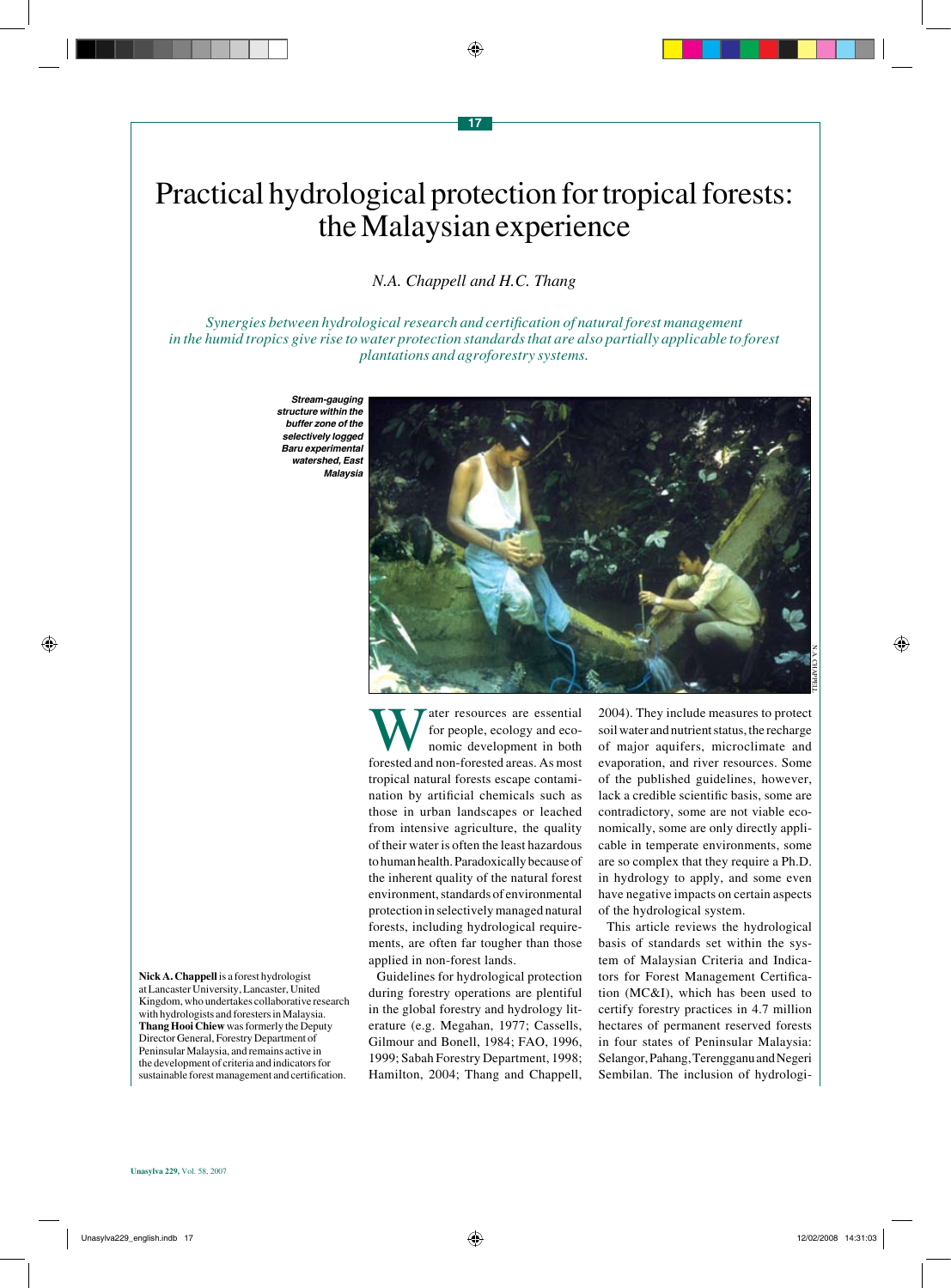# Practical hydrological protection for tropical forests: the Malaysian experience

*N.A. Chappell and H.C. Thang*

*Synergies between hydrological research and certification of natural forest management in the humid tropics give rise to water protection standards that are also partially applicable to forest plantations and agroforestry systems.*

*Stream-gauging structure within the buffer zone of the selectively logged Baru experimental watershed, East Malaysia*

Water resources are essential for people, ecology and economic development in both forested and non-forested areas. As most tropical natural forests escape contamination by artificial chemicals such as those in urban landscapes or leached from intensive agriculture, the quality of their water is often the least hazardous to human health. Paradoxically because of the inherent quality of the natural forest environment, standards of environmental protection in selectively managed natural forests, including hydrological requirements, are often far tougher than those applied in non-forest lands.

Guidelines for hydrological protection during forestry operations are plentiful in the global forestry and hydrology literature (e.g. Megahan, 1977; Cassells, Gilmour and Bonell, 1984; FAO, 1996, 1999; Sabah Forestry Department, 1998; Hamilton, 2004; Thang and Chappell, 2004). They include measures to protect soil water and nutrient status, the recharge of major aquifers, microclimate and evaporation, and river resources. Some of the published guidelines, however, lack a credible scientific basis, some are contradictory, some are not viable economically, some are only directly applicable in temperate environments, some are so complex that they require a Ph.D. in hydrology to apply, and some even have negative impacts on certain aspects of the hydrological system.

This article reviews the hydrological basis of standards set within the system of Malaysian Criteria and Indicators for Forest Management Certification (MC&I), which has been used to certify forestry practices in 4.7 million hectares of permanent reserved forests in four states of Peninsular Malaysia: Selangor, Pahang, Terengganu and Negeri Sembilan. The inclusion of hydrologi-

**Nick A. Chappell** is a forest hydrologist at Lancaster University, Lancaster, United Kingdom, who undertakes collaborative research with hydrologists and foresters in Malaysia.
**Thang Hooi Chiew** was formerly the Deputy Director General, Forestry Department of Peninsular Malaysia, and remains active in the development of criteria and indicators for sustainable forest management and certification.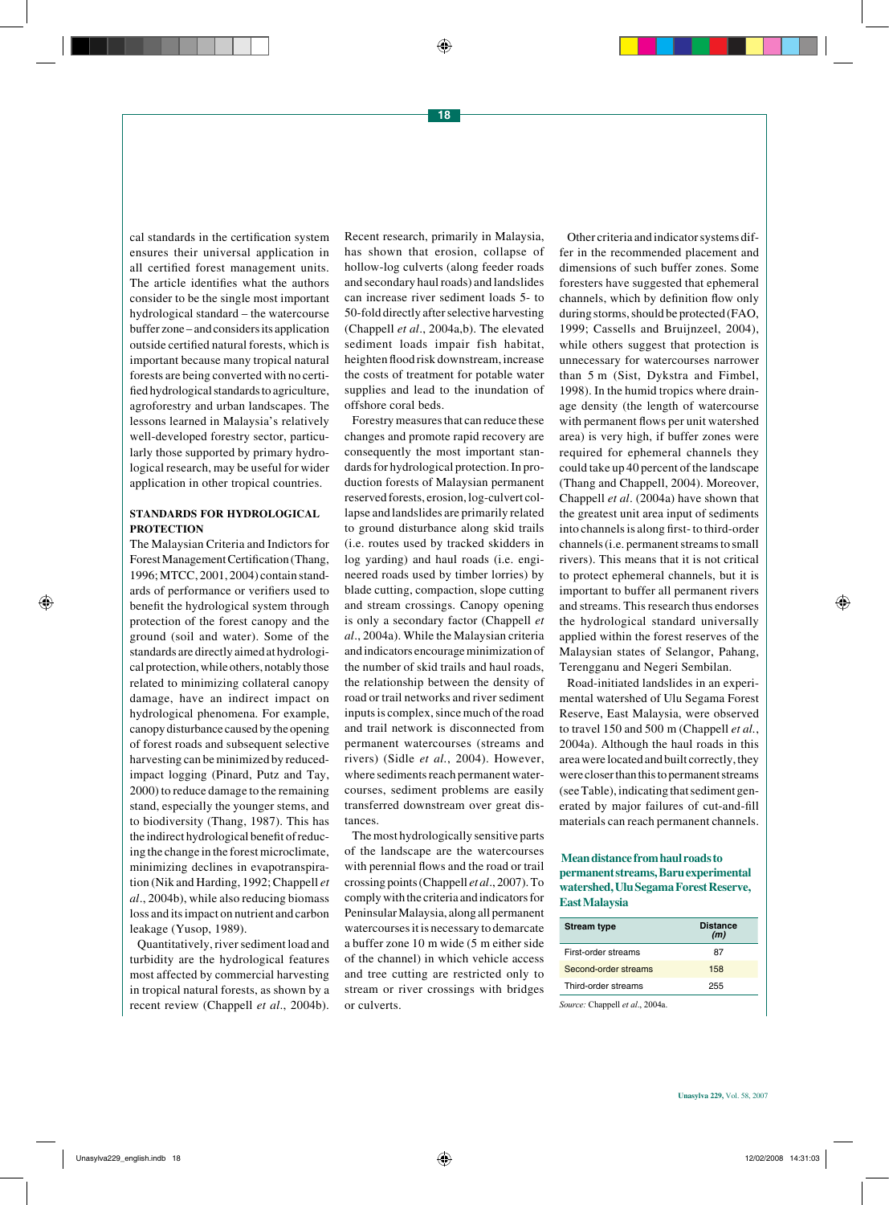cal standards in the certification system ensures their universal application in all certified forest management units. The article identifies what the authors consider to be the single most important hydrological standard – the watercourse buffer zone – and considers its application outside certified natural forests, which is important because many tropical natural forests are being converted with no certified hydrological standards to agriculture, agroforestry and urban landscapes. The lessons learned in Malaysia's relatively well-developed forestry sector, particularly those supported by primary hydrological research, may be useful for wider application in other tropical countries.

## STANDARDS FOR HYDROLOGICAL PROTECTION

The Malaysian Criteria and Indicators for Forest Management Certification (Thang, 1996; MTCC, 2001, 2004) contain standards of performance or verifiers used to benefit the hydrological system through protection of the forest canopy and the ground (soil and water). Some of the standards are directly aimed at hydrological protection, while others, notably those related to minimizing collateral canopy damage, have an indirect impact on hydrological phenomena. For example, canopy disturbance caused by the opening of forest roads and subsequent selective harvesting can be minimized by reduced-impact logging (Pinard, Putz and Tay, 2000) to reduce damage to the remaining stand, especially the younger stems, and to biodiversity (Thang, 1987). This has the indirect hydrological benefit of reducing the change in the forest microclimate, minimizing declines in evapotranspiration (Nik and Harding, 1992; Chappell *et al*., 2004b), while also reducing biomass loss and its impact on nutrient and carbon leakage (Yusop, 1989).

Quantitatively, river sediment load and turbidity are the hydrological features most affected by commercial harvesting in tropical natural forests, as shown by a recent review (Chappell *et al*., 2004b). Recent research, primarily in Malaysia, has shown that erosion, collapse of hollow-log culverts (along feeder roads and secondary haul roads) and landslides can increase river sediment loads 5- to 50-fold directly after selective harvesting (Chappell *et al*., 2004a,b). The elevated sediment loads impair fish habitat, heighten flood risk downstream, increase the costs of treatment for potable water supplies and lead to the inundation of offshore coral beds.

Forestry measures that can reduce these changes and promote rapid recovery are consequently the most important standards for hydrological protection. In production forests of Malaysian permanent reserved forests, erosion, log-culvert collapse and landslides are primarily related to ground disturbance along skid trails (i.e. routes used by tracked skidders in log yarding) and haul roads (i.e. engineered roads used by timber lorries) by blade cutting, compaction, slope cutting and stream crossings. Canopy opening is only a secondary factor (Chappell *et al*., 2004a). While the Malaysian criteria and indicators encourage minimization of the number of skid trails and haul roads, the relationship between the density of road or trail networks and river sediment inputs is complex, since much of the road and trail network is disconnected from permanent watercourses (streams and rivers) (Sidle *et al.*, 2004). However, where sediments reach permanent watercourses, sediment problems are easily transferred downstream over great distances.

The most hydrologically sensitive parts of the landscape are the watercourses with perennial flows and the road or trail crossing points (Chappell *et al*., 2007). To comply with the criteria and indicators for Peninsular Malaysia, along all permanent watercourses it is necessary to demarcate a buffer zone 10 m wide (5 m either side of the channel) in which vehicle access and tree cutting are restricted only to stream or river crossings with bridges or culverts.

Other criteria and indicator systems differ in the recommended placement and dimensions of such buffer zones. Some foresters have suggested that ephemeral channels, which by definition flow only during storms, should be protected (FAO, 1999; Cassells and Bruijnzeel, 2004), while others suggest that protection is unnecessary for watercourses narrower than 5 m (Sist, Dykstra and Fimbel, 1998). In the humid tropics where drainage density (the length of watercourse with permanent flows per unit watershed area) is very high, if buffer zones were required for ephemeral channels they could take up 40 percent of the landscape (Thang and Chappell, 2004). Moreover, Chappell *et al*. (2004a) have shown that the greatest unit area input of sediments into channels is along first- to third-order channels (i.e. permanent streams to small rivers). This means that it is not critical to protect ephemeral channels, but it is important to buffer all permanent rivers and streams. This research thus endorses the hydrological standard universally applied within the forest reserves of the Malaysian states of Selangor, Pahang, Terengganu and Negeri Sembilan.

Road-initiated landslides in an experimental watershed of Ulu Segama Forest Reserve, East Malaysia, were observed to travel 150 and 500 m (Chappell *et al.*, 2004a). Although the haul roads in this area were located and built correctly, they were closer than this to permanent streams (see Table), indicating that sediment generated by major failures of cut-and-fill materials can reach permanent channels.

**Mean distance from haul roads to permanent streams, Baru experimental watershed, Ulu Segama Forest Reserve, East Malaysia**

| Stream type | Distance (m) |
|---|---|
| First-order streams | 87 |
| Second-order streams | 158 |
| Third-order streams | 255 |

*Source:* Chappell *et al*., 2004a.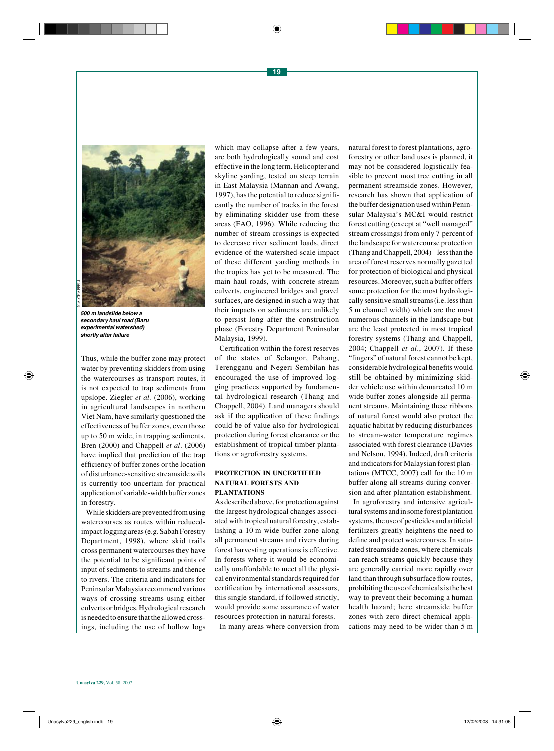500 m landslide below a secondary haul road (Baru experimental watershed) shortly after failure

Thus, while the buffer zone may protect water by preventing skidders from using the watercourses as transport routes, it is not expected to trap sediments from upslope. Ziegler *et al.* (2006), working in agricultural landscapes in northern Viet Nam, have similarly questioned the effectiveness of buffer zones, even those up to 50 m wide, in trapping sediments. Bren (2000) and Chappell *et al*. (2006) have implied that prediction of the trap efficiency of buffer zones or the location of disturbance-sensitive streamside soils is currently too uncertain for practical application of variable-width buffer zones in forestry.

While skidders are prevented from using watercourses as routes within reduced-impact logging areas (e.g. Sabah Forestry Department, 1998), where skid trails cross permanent watercourses they have the potential to be significant points of input of sediments to streams and thence to rivers. The criteria and indicators for Peninsular Malaysia recommend various ways of crossing streams using either culverts or bridges. Hydrological research is needed to ensure that the allowed crossings, including the use of hollow logs which may collapse after a few years, are both hydrologically sound and cost effective in the long term. Helicopter and skyline yarding, tested on steep terrain in East Malaysia (Mannan and Awang, 1997), has the potential to reduce significantly the number of tracks in the forest by eliminating skidder use from these areas (FAO, 1996). While reducing the number of stream crossings is expected to decrease river sediment loads, direct evidence of the watershed-scale impact of these different yarding methods in the tropics has yet to be measured. The main haul roads, with concrete stream culverts, engineered bridges and gravel surfaces, are designed in such a way that their impacts on sediments are unlikely to persist long after the construction phase (Forestry Department Peninsular Malaysia, 1999).

Certification within the forest reserves of the states of Selangor, Pahang, Terengganu and Negeri Sembilan has encouraged the use of improved logging practices supported by fundamental hydrological research (Thang and Chappell, 2004). Land managers should ask if the application of these findings could be of value also for hydrological protection during forest clearance or the establishment of tropical timber plantations or agroforestry systems.

## PROTECTION IN UNCERTIFIED NATURAL FORESTS AND PLANTATIONS

As described above, for protection against the largest hydrological changes associated with tropical natural forestry, establishing a 10 m wide buffer zone along all permanent streams and rivers during forest harvesting operations is effective. In forests where it would be economically unaffordable to meet all the physical environmental standards required for certification by international assessors, this single standard, if followed strictly, would provide some assurance of water resources protection in natural forests.

In many areas where conversion from natural forest to forest plantations, agroforestry or other land uses is planned, it may not be considered logistically feasible to prevent most tree cutting in all permanent streamside zones. However, research has shown that application of the buffer designation used within Peninsular Malaysia's MC&I would restrict forest cutting (except at "well managed" stream crossings) from only 7 percent of the landscape for watercourse protection (Thang and Chappell, 2004) – less than the area of forest reserves normally gazetted for protection of biological and physical resources. Moreover, such a buffer offers some protection for the most hydrologically sensitive small streams (i.e. less than 5 m channel width) which are the most numerous channels in the landscape but are the least protected in most tropical forestry systems (Thang and Chappell, 2004; Chappell *et al*., 2007). If these "fingers" of natural forest cannot be kept, considerable hydrological benefits would still be obtained by minimizing skidder vehicle use within demarcated 10 m wide buffer zones alongside all permanent streams. Maintaining these ribbons of natural forest would also protect the aquatic habitat by reducing disturbances to stream-water temperature regimes associated with forest clearance (Davies and Nelson, 1994). Indeed, draft criteria and indicators for Malaysian forest plantations (MTCC, 2007) call for the 10 m buffer along all streams during conversion and after plantation establishment.

In agroforestry and intensive agricultural systems and in some forest plantation systems, the use of pesticides and artificial fertilizers greatly heightens the need to define and protect watercourses. In saturated streamside zones, where chemicals can reach streams quickly because they are generally carried more rapidly over land than through subsurface flow routes, prohibiting the use of chemicals is the best way to prevent their becoming a human health hazard; here streamside buffer zones with zero direct chemical applications may need to be wider than 5 m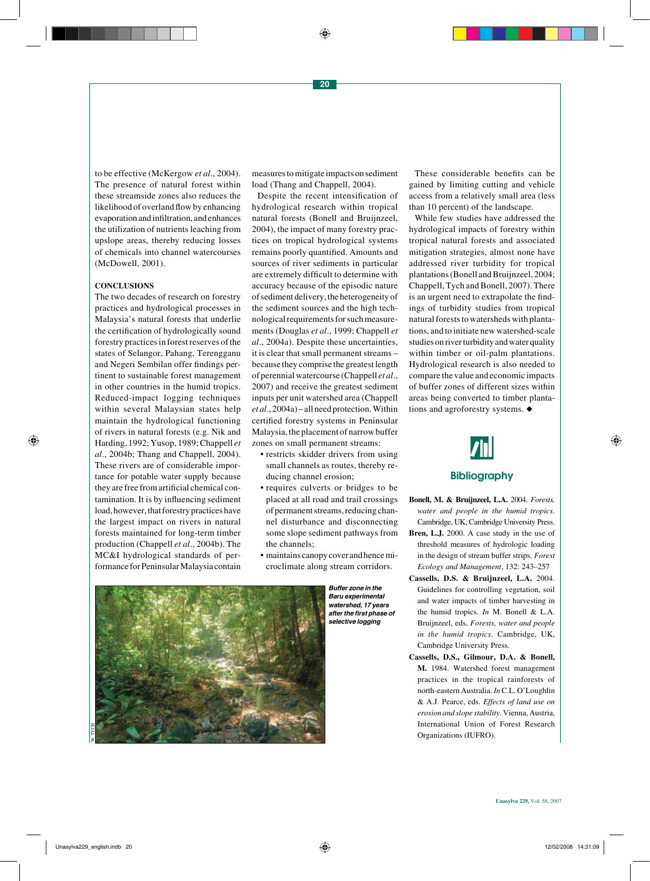to be effective (McKergow *et al*., 2004). The presence of natural forest within these streamside zones also reduces the likelihood of overland flow by enhancing evaporation and infiltration, and enhances the utilization of nutrients leaching from upslope areas, thereby reducing losses of chemicals into channel watercourses (McDowell, 2001).

## CONCLUSIONS

The two decades of research on forestry practices and hydrological processes in Malaysia's natural forests that underlie the certification of hydrologically sound forestry practices in forest reserves of the states of Selangor, Pahang, Terengganu and Negeri Sembilan offer findings pertinent to sustainable forest management in other countries in the humid tropics. Reduced-impact logging techniques within several Malaysian states help maintain the hydrological functioning of rivers in natural forests (e.g. Nik and Harding, 1992; Yusop, 1989; Chappell *et al*., 2004b; Thang and Chappell, 2004). These rivers are of considerable importance for potable water supply because they are free from artificial chemical contamination. It is by influencing sediment load, however, that forestry practices have the largest impact on rivers in natural forests maintained for long-term timber production (Chappell *et al*., 2004b). The MC&I hydrological standards of performance for Peninsular Malaysia contain measures to mitigate impacts on sediment load (Thang and Chappell, 2004).

Despite the recent intensification of hydrological research within tropical natural forests (Bonell and Bruijnzeel, 2004), the impact of many forestry practices on tropical hydrological systems remains poorly quantified. Amounts and sources of river sediments in particular are extremely difficult to determine with accuracy because of the episodic nature of sediment delivery, the heterogeneity of the sediment sources and the high technological requirements for such measurements (Douglas *et al*., 1999; Chappell *et al*., 2004a). Despite these uncertainties, it is clear that small permanent streams – because they comprise the greatest length of perennial watercourse (Chappell *et al*., 2007) and receive the greatest sediment inputs per unit watershed area (Chappell *et al*., 2004a) – all need protection. Within certified forestry systems in Peninsular Malaysia, the placement of narrow buffer zones on small permanent streams:

- restricts skidder drivers from using small channels as routes, thereby reducing channel erosion;
- requires culverts or bridges to be placed at all road and trail crossings of permanent streams, reducing channel disturbance and disconnecting some slope sediment pathways from the channels;
- maintains canopy cover and hence microclimate along stream corridors.

*Buffer zone in the Baru experimental watershed, 17 years after the first phase of selective logging*

These considerable benefits can be gained by limiting cutting and vehicle access from a relatively small area (less than 10 percent) of the landscape.

While few studies have addressed the hydrological impacts of forestry within tropical natural forests and associated mitigation strategies, almost none have addressed river turbidity for tropical plantations (Bonell and Bruijnzeel, 2004; Chappell, Tych and Bonell, 2007). There is an urgent need to extrapolate the findings of turbidity studies from tropical natural forests to watersheds with plantations, and to initiate new watershed-scale studies on river turbidity and water quality within timber or oil-palm plantations. Hydrological research is also needed to compare the value and economic impacts of buffer zones of different sizes within areas being converted to timber plantations and agroforestry systems. ◆

## Bibliography

**Bonell, M. & Bruijnzeel, L.A.** 2004. *Forests, water and people in the humid tropics*. Cambridge, UK, Cambridge University Press.

**Bren, L.J.** 2000. A case study in the use of threshold measures of hydrologic loading in the design of stream buffer strips. *Forest Ecology and Management*, 132: 243–257

**Cassells, D.S. & Bruijnzeel, L.A.** 2004. Guidelines for controlling vegetation, soil and water impacts of timber harvesting in the humid tropics. *In* M. Bonell & L.A. Bruijnzeel, eds, *Forests, water and people in the humid tropics*. Cambridge, UK, Cambridge University Press.

**Cassells, D.S., Gilmour, D.A. & Bonell, M.** 1984. Watershed forest management practices in the tropical rainforests of north-eastern Australia. *In* C.L. O'Loughlin & A.J. Pearce, eds. *Effects of land use on erosion and slope stability*. Vienna, Austria, International Union of Forest Research Organizations (IUFRO).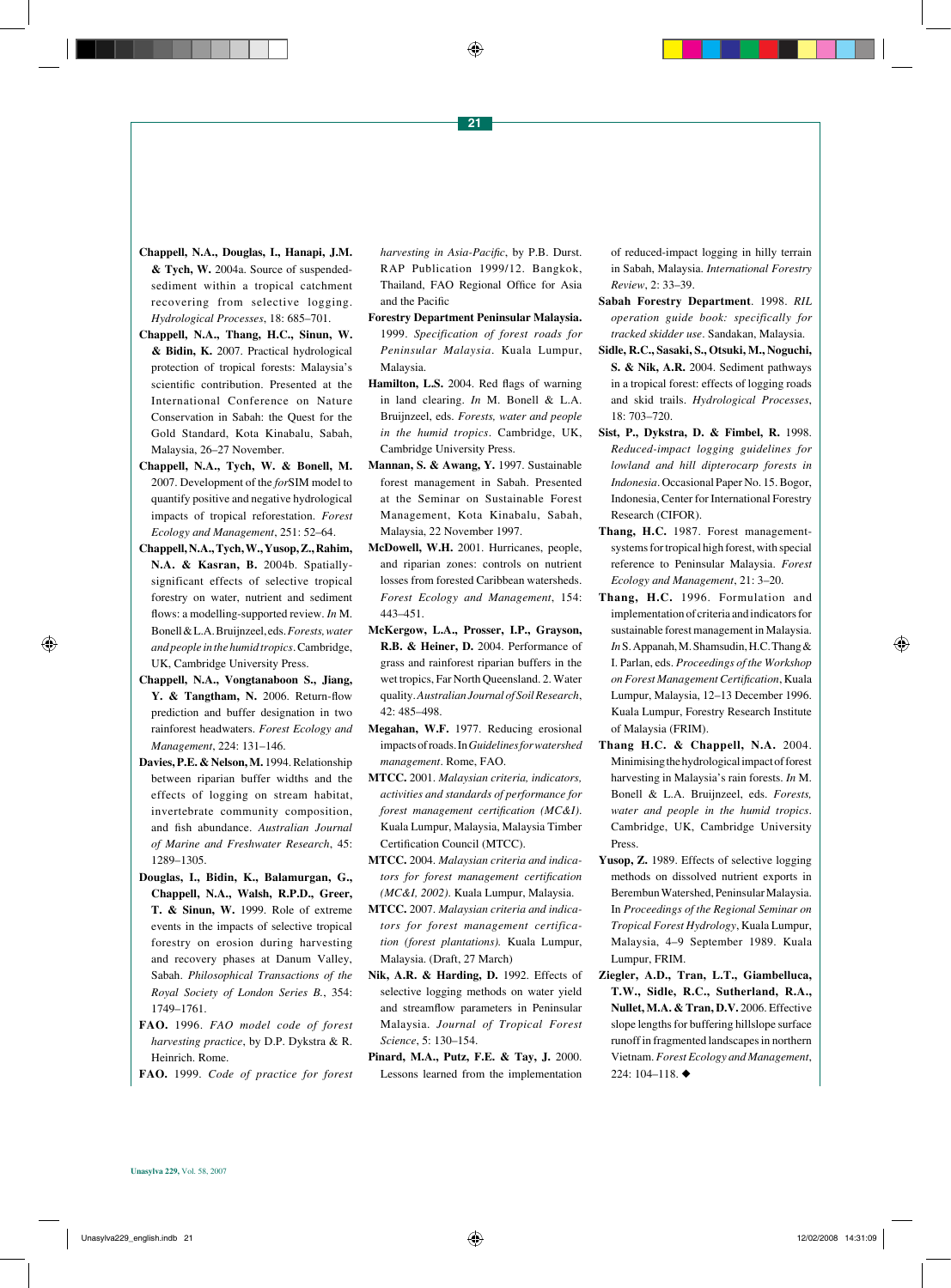**Chappell, N.A., Douglas, I., Hanapi, J.M. & Tych, W.** 2004a. Source of suspended-sediment within a tropical catchment recovering from selective logging. *Hydrological Processes*, 18: 685–701.

**Chappell, N.A., Thang, H.C., Sinun, W. & Bidin, K.** 2007. Practical hydrological protection of tropical forests: Malaysia's scientific contribution. Presented at the International Conference on Nature Conservation in Sabah: the Quest for the Gold Standard, Kota Kinabalu, Sabah, Malaysia, 26–27 November.

**Chappell, N.A., Tych, W. & Bonell, M.** 2007. Development of the *for*SIM model to quantify positive and negative hydrological impacts of tropical reforestation. *Forest Ecology and Management*, 251: 52–64.

**Chappell, N.A., Tych, W., Yusop, Z., Rahim, N.A. & Kasran, B.** 2004b. Spatially-significant effects of selective tropical forestry on water, nutrient and sediment flows: a modelling-supported review. *In* M. Bonell & L.A. Bruijnzeel, eds. *Forests, water and people in the humid tropics*. Cambridge, UK, Cambridge University Press.

**Chappell, N.A., Vongtanaboon S., Jiang, Y. & Tangtham, N.** 2006. Return-flow prediction and buffer designation in two rainforest headwaters. *Forest Ecology and Management*, 224: 131–146.

**Davies, P.E. & Nelson, M.** 1994. Relationship between riparian buffer widths and the effects of logging on stream habitat, invertebrate community composition, and fish abundance. *Australian Journal of Marine and Freshwater Research*, 45: 1289–1305.

**Douglas, I., Bidin, K., Balamurgan, G., Chappell, N.A., Walsh, R.P.D., Greer, T. & Sinun, W.** 1999. Role of extreme events in the impacts of selective tropical forestry on erosion during harvesting and recovery phases at Danum Valley, Sabah. *Philosophical Transactions of the Royal Society of London Series B.*, 354: 1749–1761.

**FAO.** 1996. *FAO model code of forest harvesting practice*, by D.P. Dykstra & R. Heinrich. Rome.

**FAO.** 1999. *Code of practice for forest harvesting in Asia-Pacific*, by P.B. Durst. RAP Publication 1999/12. Bangkok, Thailand, FAO Regional Office for Asia and the Pacific

**Forestry Department Peninsular Malaysia.** 1999. *Specification of forest roads for Peninsular Malaysia*. Kuala Lumpur, Malaysia.

**Hamilton, L.S.** 2004. Red flags of warning in land clearing. *In* M. Bonell & L.A. Bruijnzeel, eds. *Forests, water and people in the humid tropics*. Cambridge, UK, Cambridge University Press.

**Mannan, S. & Awang, Y.** 1997. Sustainable forest management in Sabah. Presented at the Seminar on Sustainable Forest Management, Kota Kinabalu, Sabah, Malaysia, 22 November 1997.

**McDowell, W.H.** 2001. Hurricanes, people, and riparian zones: controls on nutrient losses from forested Caribbean watersheds. *Forest Ecology and Management*, 154: 443–451.

**McKergow, L.A., Prosser, I.P., Grayson, R.B. & Heiner, D.** 2004. Performance of grass and rainforest riparian buffers in the wet tropics, Far North Queensland. 2. Water quality. *Australian Journal of Soil Research*, 42: 485–498.

**Megahan, W.F.** 1977. Reducing erosional impacts of roads. In *Guidelines for watershed management*. Rome, FAO.

**MTCC.** 2001. *Malaysian criteria, indicators, activities and standards of performance for forest management certification (MC&I)*. Kuala Lumpur, Malaysia, Malaysia Timber Certification Council (MTCC).

**MTCC.** 2004. *Malaysian criteria and indicators for forest management certification (MC&I, 2002)*. Kuala Lumpur, Malaysia.

**MTCC.** 2007. *Malaysian criteria and indicators for forest management certification (forest plantations)*. Kuala Lumpur, Malaysia. (Draft, 27 March)

**Nik, A.R. & Harding, D.** 1992. Effects of selective logging methods on water yield and streamflow parameters in Peninsular Malaysia. *Journal of Tropical Forest Science*, 5: 130–154.

**Pinard, M.A., Putz, F.E. & Tay, J.** 2000. Lessons learned from the implementation of reduced-impact logging in hilly terrain in Sabah, Malaysia. *International Forestry Review*, 2: 33–39.

**Sabah Forestry Department**. 1998. *RIL operation guide book: specifically for tracked skidder use*. Sandakan, Malaysia.

**Sidle, R.C., Sasaki, S., Otsuki, M., Noguchi, S. & Nik, A.R.** 2004. Sediment pathways in a tropical forest: effects of logging roads and skid trails. *Hydrological Processes*, 18: 703–720.

**Sist, P., Dykstra, D. & Fimbel, R.** 1998. *Reduced-impact logging guidelines for lowland and hill dipterocarp forests in Indonesia*. Occasional Paper No. 15. Bogor, Indonesia, Center for International Forestry Research (CIFOR).

**Thang, H.C.** 1987. Forest management-systems for tropical high forest, with special reference to Peninsular Malaysia. *Forest Ecology and Management*, 21: 3–20.

**Thang, H.C.** 1996. Formulation and implementation of criteria and indicators for sustainable forest management in Malaysia. *In* S. Appanah, M. Shamsudin, H.C. Thang & I. Parlan, eds. *Proceedings of the Workshop on Forest Management Certification*, Kuala Lumpur, Malaysia, 12–13 December 1996. Kuala Lumpur, Forestry Research Institute of Malaysia (FRIM).

**Thang H.C. & Chappell, N.A.** 2004. Minimising the hydrological impact of forest harvesting in Malaysia's rain forests. *In* M. Bonell & L.A. Bruijnzeel, eds. *Forests, water and people in the humid tropics*. Cambridge, UK, Cambridge University Press.

**Yusop, Z.** 1989. Effects of selective logging methods on dissolved nutrient exports in Berembun Watershed, Peninsular Malaysia. In *Proceedings of the Regional Seminar on Tropical Forest Hydrology*, Kuala Lumpur, Malaysia, 4–9 September 1989. Kuala Lumpur, FRIM.

**Ziegler, A.D., Tran, L.T., Giambelluca, T.W., Sidle, R.C., Sutherland, R.A., Nullet, M.A. & Tran, D.V.** 2006. Effective slope lengths for buffering hillslope surface runoff in fragmented landscapes in northern Vietnam. *Forest Ecology and Management*, 224: 104–118. ◆